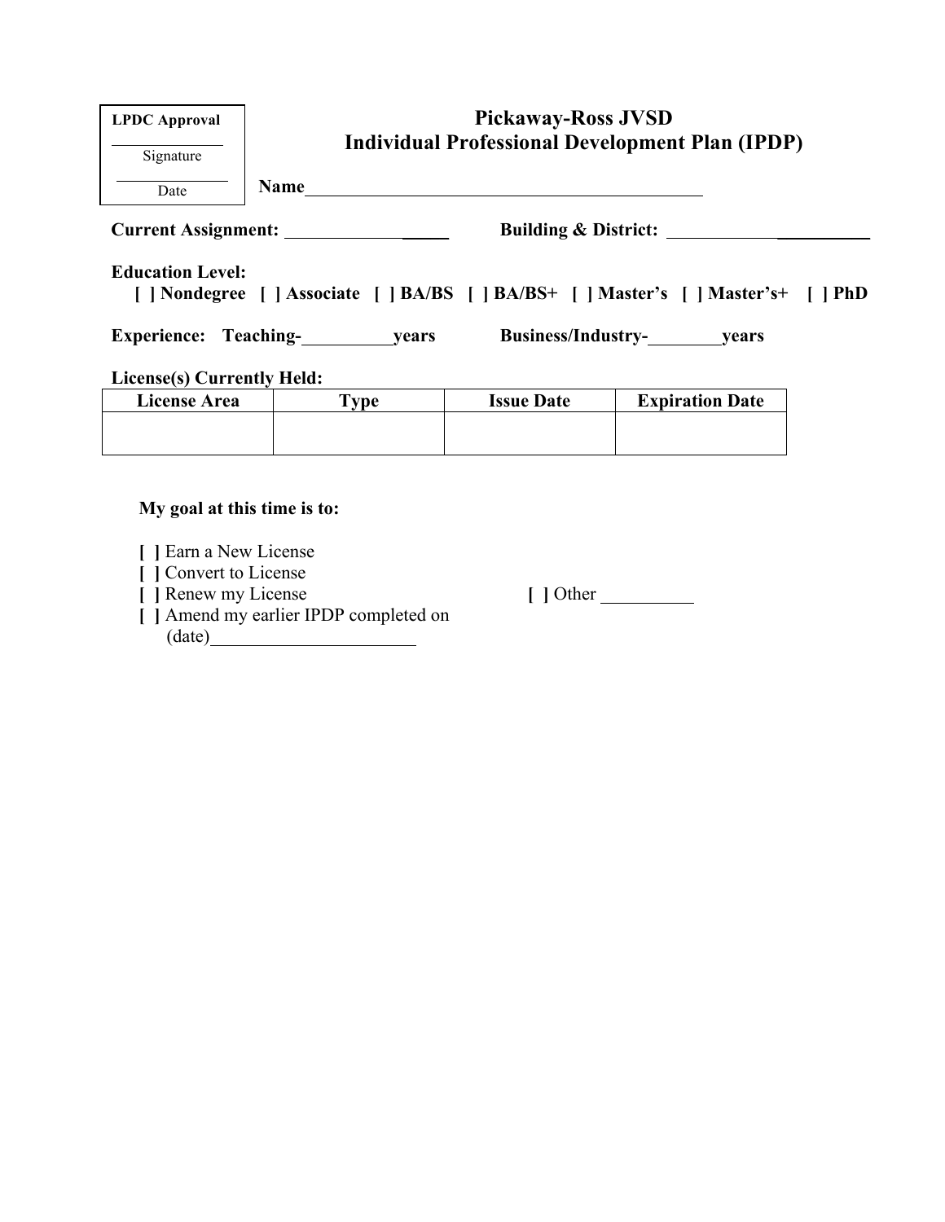| LPDC Approval |
| --- |
| ______________ Signature |
| ______________ Date |

# Pickaway-Ross JVSD
## Individual Professional Development Plan (IPDP)

**Name**______________________________________________

**Current Assignment:** __________________ **Building & District:** ______________________

**Education Level:**
**[ ] Nondegree [ ] Associate [ ] BA/BS [ ] BA/BS+ [ ] Master's [ ] Master's+ [ ] PhD**

**Experience: Teaching-**__________**years** **Business/Industry-**________**years**

**License(s) Currently Held:**

| License Area | Type | Issue Date | Expiration Date |
| --- | --- | --- | --- |
| | | | |

**My goal at this time is to:**

**[ ]** Earn a New License
**[ ]** Convert to License
**[ ]** Renew my License
**[ ]** Amend my earlier IPDP completed on (date)______________________
**[ ]** Other __________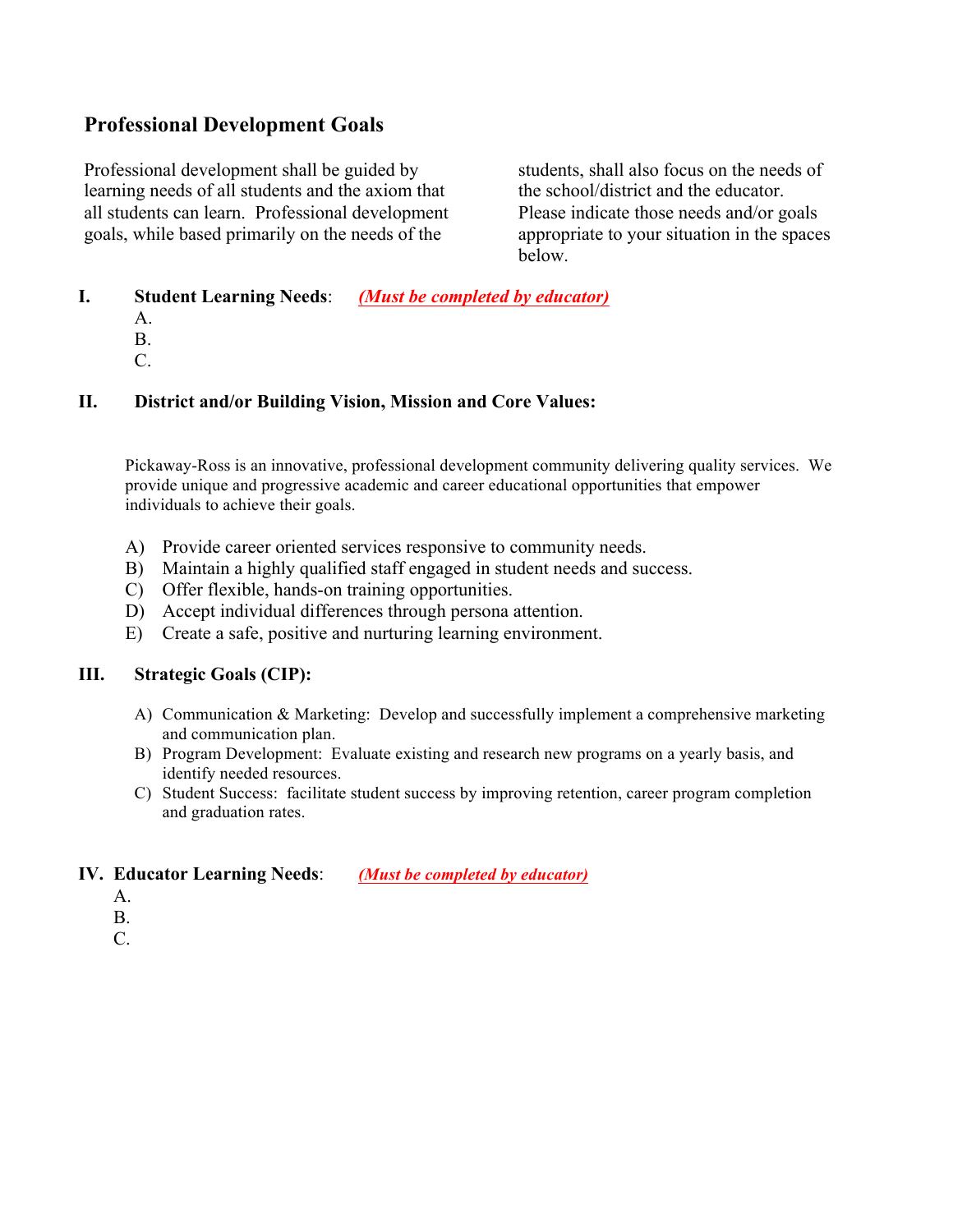## Professional Development Goals

Professional development shall be guided by learning needs of all students and the axiom that all students can learn. Professional development goals, while based primarily on the needs of the students, shall also focus on the needs of the school/district and the educator. Please indicate those needs and/or goals appropriate to your situation in the spaces below.

**I. Student Learning Needs**: ***(Must be completed by educator)***

A.
B.
C.

**II. District and/or Building Vision, Mission and Core Values:**

Pickaway-Ross is an innovative, professional development community delivering quality services. We provide unique and progressive academic and career educational opportunities that empower individuals to achieve their goals.

A) Provide career oriented services responsive to community needs.
B) Maintain a highly qualified staff engaged in student needs and success.
C) Offer flexible, hands-on training opportunities.
D) Accept individual differences through persona attention.
E) Create a safe, positive and nurturing learning environment.

**III. Strategic Goals (CIP):**

A) Communication & Marketing: Develop and successfully implement a comprehensive marketing and communication plan.
B) Program Development: Evaluate existing and research new programs on a yearly basis, and identify needed resources.
C) Student Success: facilitate student success by improving retention, career program completion and graduation rates.

**IV. Educator Learning Needs**: ***(Must be completed by educator)***

A.
B.
C.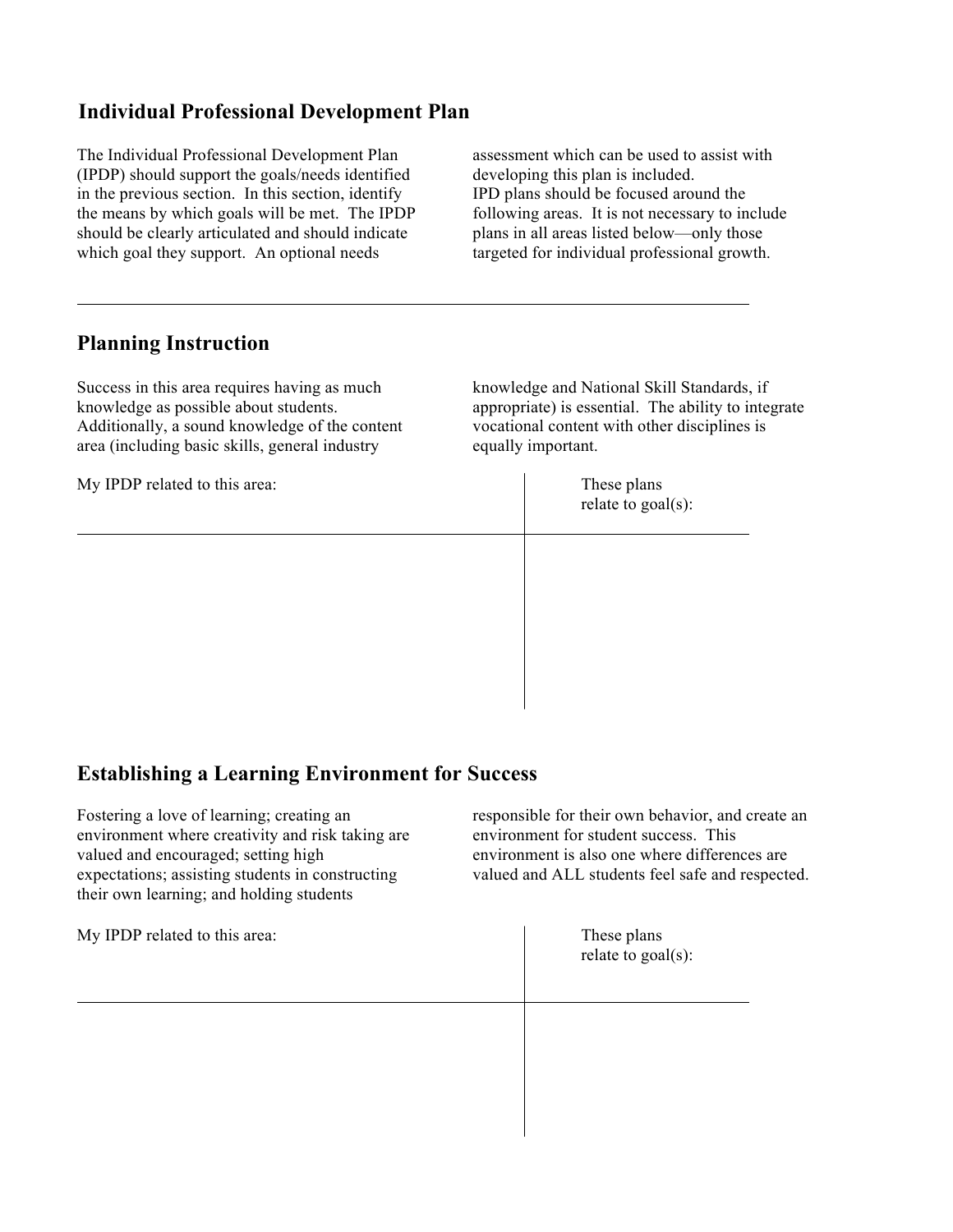## Individual Professional Development Plan

The Individual Professional Development Plan (IPDP) should support the goals/needs identified in the previous section. In this section, identify the means by which goals will be met. The IPDP should be clearly articulated and should indicate which goal they support. An optional needs assessment which can be used to assist with developing this plan is included.
IPD plans should be focused around the following areas. It is not necessary to include plans in all areas listed below—only those targeted for individual professional growth.

---

## Planning Instruction

Success in this area requires having as much knowledge as possible about students. Additionally, a sound knowledge of the content area (including basic skills, general industry knowledge and National Skill Standards, if appropriate) is essential. The ability to integrate vocational content with other disciplines is equally important.

| My IPDP related to this area: | These plans relate to goal(s): |
| --- | --- |
| | |

## Establishing a Learning Environment for Success

Fostering a love of learning; creating an environment where creativity and risk taking are valued and encouraged; setting high expectations; assisting students in constructing their own learning; and holding students responsible for their own behavior, and create an environment for student success. This environment is also one where differences are valued and ALL students feel safe and respected.

| My IPDP related to this area: | These plans relate to goal(s): |
| --- | --- |
| | |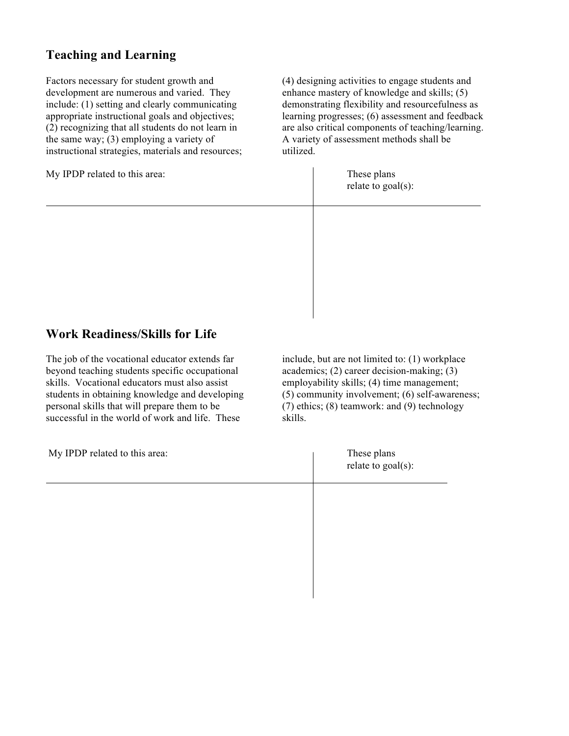## Teaching and Learning

Factors necessary for student growth and development are numerous and varied. They include: (1) setting and clearly communicating appropriate instructional goals and objectives; (2) recognizing that all students do not learn in the same way; (3) employing a variety of instructional strategies, materials and resources; (4) designing activities to engage students and enhance mastery of knowledge and skills; (5) demonstrating flexibility and resourcefulness as learning progresses; (6) assessment and feedback are also critical components of teaching/learning. A variety of assessment methods shall be utilized.

| My IPDP related to this area: | These plans relate to goal(s): |
| --- | --- |
| | |

## Work Readiness/Skills for Life

The job of the vocational educator extends far beyond teaching students specific occupational skills. Vocational educators must also assist students in obtaining knowledge and developing personal skills that will prepare them to be successful in the world of work and life. These include, but are not limited to: (1) workplace academics; (2) career decision-making; (3) employability skills; (4) time management; (5) community involvement; (6) self-awareness; (7) ethics; (8) teamwork: and (9) technology skills.

| My IPDP related to this area: | These plans relate to goal(s): |
| --- | --- |
| | |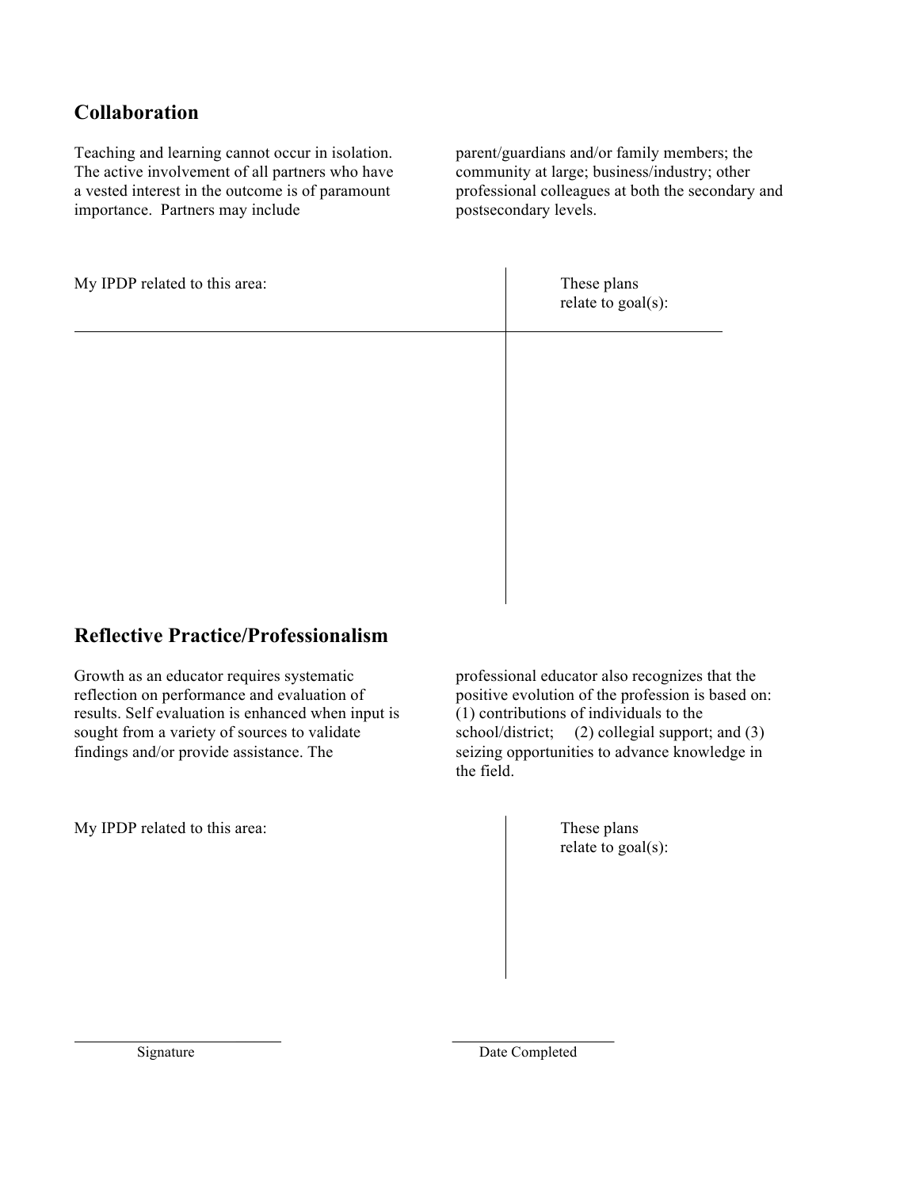## Collaboration

Teaching and learning cannot occur in isolation. The active involvement of all partners who have a vested interest in the outcome is of paramount importance. Partners may include parent/guardians and/or family members; the community at large; business/industry; other professional colleagues at both the secondary and postsecondary levels.

| My IPDP related to this area: | These plans relate to goal(s): |
| --- | --- |
| | |

## Reflective Practice/Professionalism

Growth as an educator requires systematic reflection on performance and evaluation of results. Self evaluation is enhanced when input is sought from a variety of sources to validate findings and/or provide assistance. The professional educator also recognizes that the positive evolution of the profession is based on: (1) contributions of individuals to the school/district; (2) collegial support; and (3) seizing opportunities to advance knowledge in the field.

| My IPDP related to this area: | These plans relate to goal(s): |
| --- | --- |
| | |

\_\_\_\_\_\_\_\_\_\_\_\_\_\_\_\_\_\_\_\_\_\_\_\_\_\_\_ Signature

\_\_\_\_\_\_\_\_\_\_\_\_\_\_\_\_\_\_\_\_\_\_\_\_\_\_\_ Date Completed